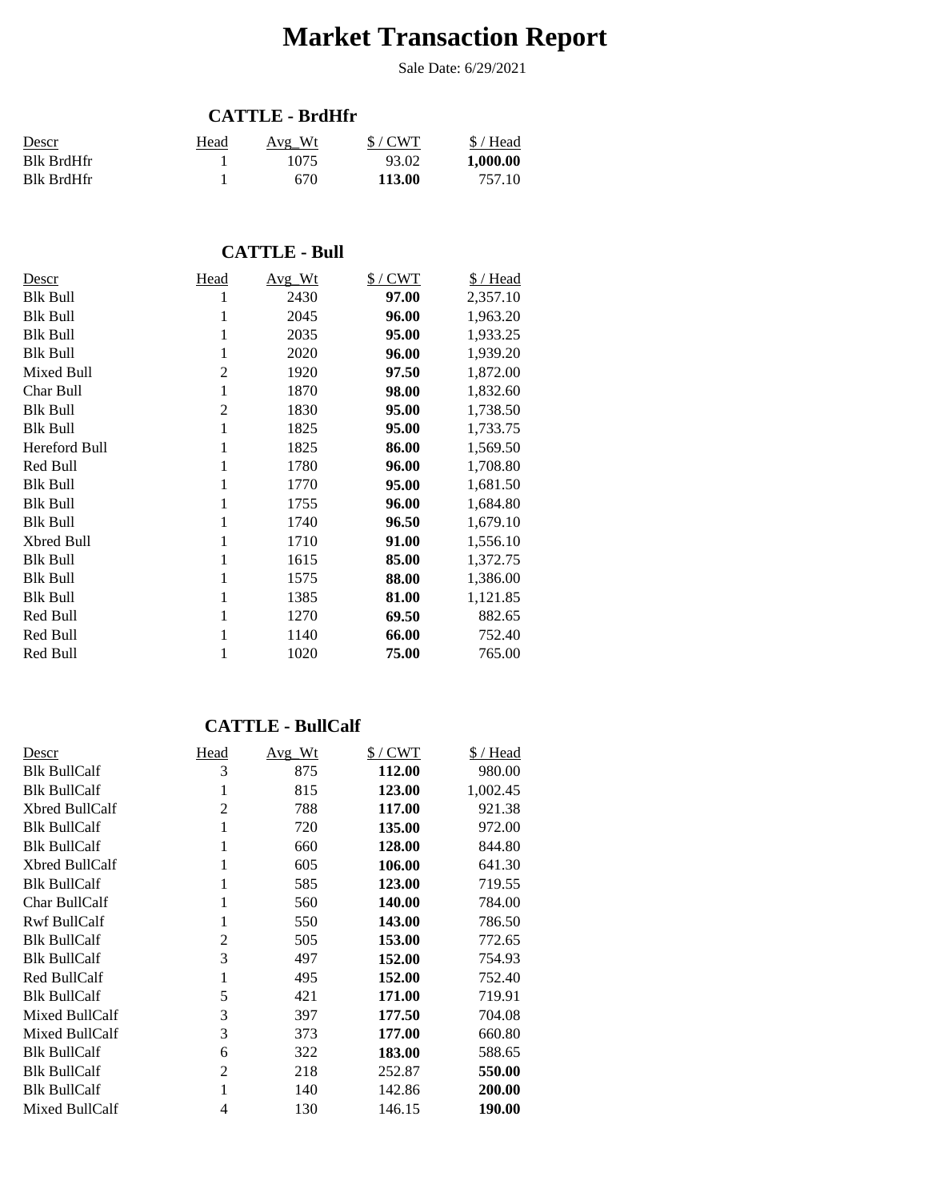# Market Transaction Report

Sale Date: 6/29/2021

## CATTLE - BrdHfr

| Descr | Head | Avg_Wt | $ / CWT | $ / Head |
|---|---|---|---|---|
| Blk BrdHfr | 1 | 1075 | 93.02 | **1,000.00** |
| Blk BrdHfr | 1 | 670 | **113.00** | 757.10 |

## CATTLE - Bull

| Descr | Head | Avg_Wt | $ / CWT | $ / Head |
|---|---|---|---|---|
| Blk Bull | 1 | 2430 | **97.00** | 2,357.10 |
| Blk Bull | 1 | 2045 | **96.00** | 1,963.20 |
| Blk Bull | 1 | 2035 | **95.00** | 1,933.25 |
| Blk Bull | 1 | 2020 | **96.00** | 1,939.20 |
| Mixed Bull | 2 | 1920 | **97.50** | 1,872.00 |
| Char Bull | 1 | 1870 | **98.00** | 1,832.60 |
| Blk Bull | 2 | 1830 | **95.00** | 1,738.50 |
| Blk Bull | 1 | 1825 | **95.00** | 1,733.75 |
| Hereford Bull | 1 | 1825 | **86.00** | 1,569.50 |
| Red Bull | 1 | 1780 | **96.00** | 1,708.80 |
| Blk Bull | 1 | 1770 | **95.00** | 1,681.50 |
| Blk Bull | 1 | 1755 | **96.00** | 1,684.80 |
| Blk Bull | 1 | 1740 | **96.50** | 1,679.10 |
| Xbred Bull | 1 | 1710 | **91.00** | 1,556.10 |
| Blk Bull | 1 | 1615 | **85.00** | 1,372.75 |
| Blk Bull | 1 | 1575 | **88.00** | 1,386.00 |
| Blk Bull | 1 | 1385 | **81.00** | 1,121.85 |
| Red Bull | 1 | 1270 | **69.50** | 882.65 |
| Red Bull | 1 | 1140 | **66.00** | 752.40 |
| Red Bull | 1 | 1020 | **75.00** | 765.00 |

## CATTLE - BullCalf

| Descr | Head | Avg_Wt | $ / CWT | $ / Head |
|---|---|---|---|---|
| Blk BullCalf | 3 | 875 | **112.00** | 980.00 |
| Blk BullCalf | 1 | 815 | **123.00** | 1,002.45 |
| Xbred BullCalf | 2 | 788 | **117.00** | 921.38 |
| Blk BullCalf | 1 | 720 | **135.00** | 972.00 |
| Blk BullCalf | 1 | 660 | **128.00** | 844.80 |
| Xbred BullCalf | 1 | 605 | **106.00** | 641.30 |
| Blk BullCalf | 1 | 585 | **123.00** | 719.55 |
| Char BullCalf | 1 | 560 | **140.00** | 784.00 |
| Rwf BullCalf | 1 | 550 | **143.00** | 786.50 |
| Blk BullCalf | 2 | 505 | **153.00** | 772.65 |
| Blk BullCalf | 3 | 497 | **152.00** | 754.93 |
| Red BullCalf | 1 | 495 | **152.00** | 752.40 |
| Blk BullCalf | 5 | 421 | **171.00** | 719.91 |
| Mixed BullCalf | 3 | 397 | **177.50** | 704.08 |
| Mixed BullCalf | 3 | 373 | **177.00** | 660.80 |
| Blk BullCalf | 6 | 322 | **183.00** | 588.65 |
| Blk BullCalf | 2 | 218 | 252.87 | **550.00** |
| Blk BullCalf | 1 | 140 | 142.86 | **200.00** |
| Mixed BullCalf | 4 | 130 | 146.15 | **190.00** |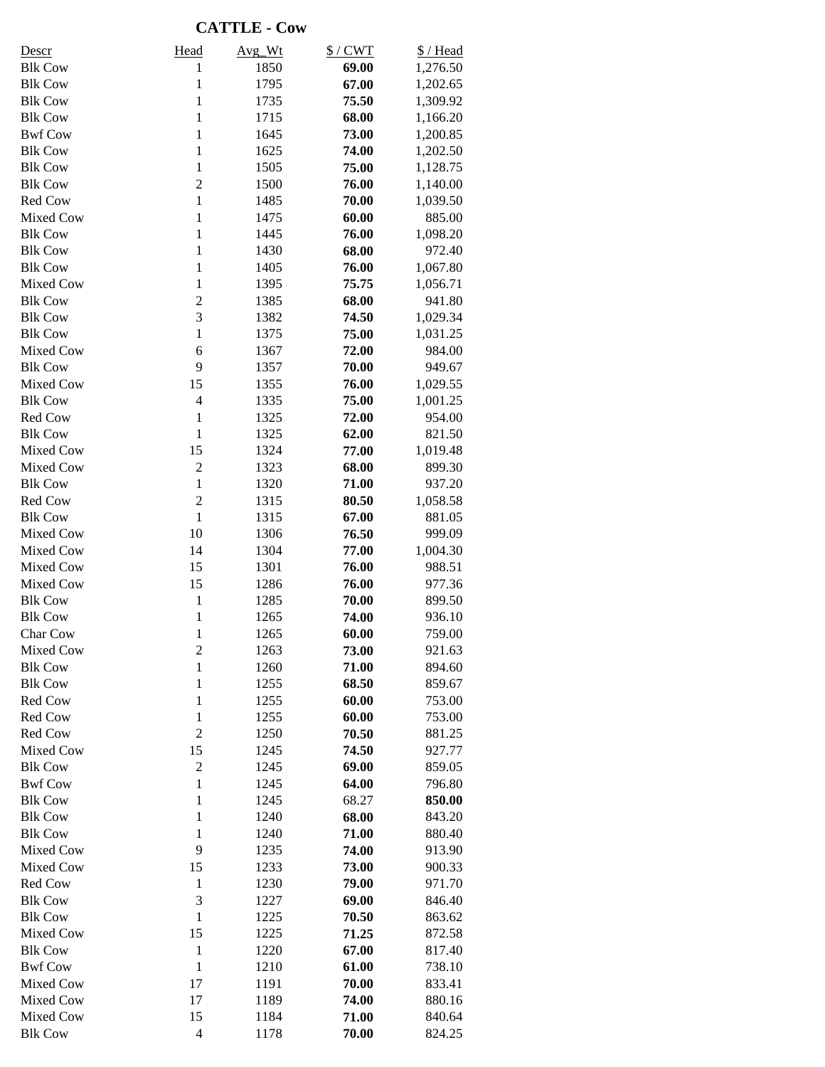## CATTLE - Cow

| Descr | Head | Avg_Wt | $ / CWT | $ / Head |
|---|---|---|---|---|
| Blk Cow | 1 | 1850 | **69.00** | 1,276.50 |
| Blk Cow | 1 | 1795 | **67.00** | 1,202.65 |
| Blk Cow | 1 | 1735 | **75.50** | 1,309.92 |
| Blk Cow | 1 | 1715 | **68.00** | 1,166.20 |
| Bwf Cow | 1 | 1645 | **73.00** | 1,200.85 |
| Blk Cow | 1 | 1625 | **74.00** | 1,202.50 |
| Blk Cow | 1 | 1505 | **75.00** | 1,128.75 |
| Blk Cow | 2 | 1500 | **76.00** | 1,140.00 |
| Red Cow | 1 | 1485 | **70.00** | 1,039.50 |
| Mixed Cow | 1 | 1475 | **60.00** | 885.00 |
| Blk Cow | 1 | 1445 | **76.00** | 1,098.20 |
| Blk Cow | 1 | 1430 | **68.00** | 972.40 |
| Blk Cow | 1 | 1405 | **76.00** | 1,067.80 |
| Mixed Cow | 1 | 1395 | **75.75** | 1,056.71 |
| Blk Cow | 2 | 1385 | **68.00** | 941.80 |
| Blk Cow | 3 | 1382 | **74.50** | 1,029.34 |
| Blk Cow | 1 | 1375 | **75.00** | 1,031.25 |
| Mixed Cow | 6 | 1367 | **72.00** | 984.00 |
| Blk Cow | 9 | 1357 | **70.00** | 949.67 |
| Mixed Cow | 15 | 1355 | **76.00** | 1,029.55 |
| Blk Cow | 4 | 1335 | **75.00** | 1,001.25 |
| Red Cow | 1 | 1325 | **72.00** | 954.00 |
| Blk Cow | 1 | 1325 | **62.00** | 821.50 |
| Mixed Cow | 15 | 1324 | **77.00** | 1,019.48 |
| Mixed Cow | 2 | 1323 | **68.00** | 899.30 |
| Blk Cow | 1 | 1320 | **71.00** | 937.20 |
| Red Cow | 2 | 1315 | **80.50** | 1,058.58 |
| Blk Cow | 1 | 1315 | **67.00** | 881.05 |
| Mixed Cow | 10 | 1306 | **76.50** | 999.09 |
| Mixed Cow | 14 | 1304 | **77.00** | 1,004.30 |
| Mixed Cow | 15 | 1301 | **76.00** | 988.51 |
| Mixed Cow | 15 | 1286 | **76.00** | 977.36 |
| Blk Cow | 1 | 1285 | **70.00** | 899.50 |
| Blk Cow | 1 | 1265 | **74.00** | 936.10 |
| Char Cow | 1 | 1265 | **60.00** | 759.00 |
| Mixed Cow | 2 | 1263 | **73.00** | 921.63 |
| Blk Cow | 1 | 1260 | **71.00** | 894.60 |
| Blk Cow | 1 | 1255 | **68.50** | 859.67 |
| Red Cow | 1 | 1255 | **60.00** | 753.00 |
| Red Cow | 1 | 1255 | **60.00** | 753.00 |
| Red Cow | 2 | 1250 | **70.50** | 881.25 |
| Mixed Cow | 15 | 1245 | **74.50** | 927.77 |
| Blk Cow | 2 | 1245 | **69.00** | 859.05 |
| Bwf Cow | 1 | 1245 | **64.00** | 796.80 |
| Blk Cow | 1 | 1245 | 68.27 | **850.00** |
| Blk Cow | 1 | 1240 | **68.00** | 843.20 |
| Blk Cow | 1 | 1240 | **71.00** | 880.40 |
| Mixed Cow | 9 | 1235 | **74.00** | 913.90 |
| Mixed Cow | 15 | 1233 | **73.00** | 900.33 |
| Red Cow | 1 | 1230 | **79.00** | 971.70 |
| Blk Cow | 3 | 1227 | **69.00** | 846.40 |
| Blk Cow | 1 | 1225 | **70.50** | 863.62 |
| Mixed Cow | 15 | 1225 | **71.25** | 872.58 |
| Blk Cow | 1 | 1220 | **67.00** | 817.40 |
| Bwf Cow | 1 | 1210 | **61.00** | 738.10 |
| Mixed Cow | 17 | 1191 | **70.00** | 833.41 |
| Mixed Cow | 17 | 1189 | **74.00** | 880.16 |
| Mixed Cow | 15 | 1184 | **71.00** | 840.64 |
| Blk Cow | 4 | 1178 | **70.00** | 824.25 |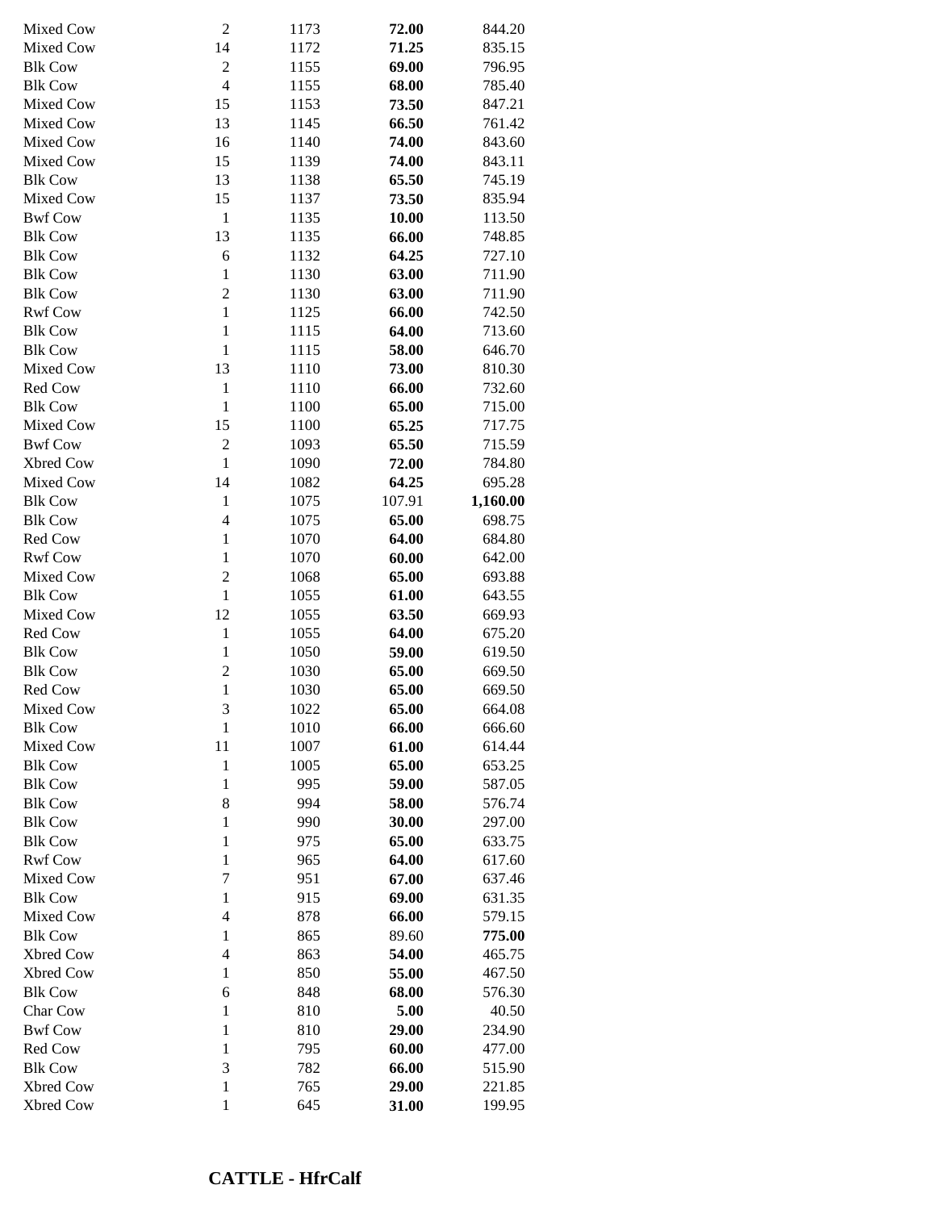| | | | | |
|---|---|---|---|---|
| Mixed Cow | 2 | 1173 | **72.00** | 844.20 |
| Mixed Cow | 14 | 1172 | **71.25** | 835.15 |
| Blk Cow | 2 | 1155 | **69.00** | 796.95 |
| Blk Cow | 4 | 1155 | **68.00** | 785.40 |
| Mixed Cow | 15 | 1153 | **73.50** | 847.21 |
| Mixed Cow | 13 | 1145 | **66.50** | 761.42 |
| Mixed Cow | 16 | 1140 | **74.00** | 843.60 |
| Mixed Cow | 15 | 1139 | **74.00** | 843.11 |
| Blk Cow | 13 | 1138 | **65.50** | 745.19 |
| Mixed Cow | 15 | 1137 | **73.50** | 835.94 |
| Bwf Cow | 1 | 1135 | **10.00** | 113.50 |
| Blk Cow | 13 | 1135 | **66.00** | 748.85 |
| Blk Cow | 6 | 1132 | **64.25** | 727.10 |
| Blk Cow | 1 | 1130 | **63.00** | 711.90 |
| Blk Cow | 2 | 1130 | **63.00** | 711.90 |
| Rwf Cow | 1 | 1125 | **66.00** | 742.50 |
| Blk Cow | 1 | 1115 | **64.00** | 713.60 |
| Blk Cow | 1 | 1115 | **58.00** | 646.70 |
| Mixed Cow | 13 | 1110 | **73.00** | 810.30 |
| Red Cow | 1 | 1110 | **66.00** | 732.60 |
| Blk Cow | 1 | 1100 | **65.00** | 715.00 |
| Mixed Cow | 15 | 1100 | **65.25** | 717.75 |
| Bwf Cow | 2 | 1093 | **65.50** | 715.59 |
| Xbred Cow | 1 | 1090 | **72.00** | 784.80 |
| Mixed Cow | 14 | 1082 | **64.25** | 695.28 |
| Blk Cow | 1 | 1075 | 107.91 | **1,160.00** |
| Blk Cow | 4 | 1075 | **65.00** | 698.75 |
| Red Cow | 1 | 1070 | **64.00** | 684.80 |
| Rwf Cow | 1 | 1070 | **60.00** | 642.00 |
| Mixed Cow | 2 | 1068 | **65.00** | 693.88 |
| Blk Cow | 1 | 1055 | **61.00** | 643.55 |
| Mixed Cow | 12 | 1055 | **63.50** | 669.93 |
| Red Cow | 1 | 1055 | **64.00** | 675.20 |
| Blk Cow | 1 | 1050 | **59.00** | 619.50 |
| Blk Cow | 2 | 1030 | **65.00** | 669.50 |
| Red Cow | 1 | 1030 | **65.00** | 669.50 |
| Mixed Cow | 3 | 1022 | **65.00** | 664.08 |
| Blk Cow | 1 | 1010 | **66.00** | 666.60 |
| Mixed Cow | 11 | 1007 | **61.00** | 614.44 |
| Blk Cow | 1 | 1005 | **65.00** | 653.25 |
| Blk Cow | 1 | 995 | **59.00** | 587.05 |
| Blk Cow | 8 | 994 | **58.00** | 576.74 |
| Blk Cow | 1 | 990 | **30.00** | 297.00 |
| Blk Cow | 1 | 975 | **65.00** | 633.75 |
| Rwf Cow | 1 | 965 | **64.00** | 617.60 |
| Mixed Cow | 7 | 951 | **67.00** | 637.46 |
| Blk Cow | 1 | 915 | **69.00** | 631.35 |
| Mixed Cow | 4 | 878 | **66.00** | 579.15 |
| Blk Cow | 1 | 865 | 89.60 | **775.00** |
| Xbred Cow | 4 | 863 | **54.00** | 465.75 |
| Xbred Cow | 1 | 850 | **55.00** | 467.50 |
| Blk Cow | 6 | 848 | **68.00** | 576.30 |
| Char Cow | 1 | 810 | **5.00** | 40.50 |
| Bwf Cow | 1 | 810 | **29.00** | 234.90 |
| Red Cow | 1 | 795 | **60.00** | 477.00 |
| Blk Cow | 3 | 782 | **66.00** | 515.90 |
| Xbred Cow | 1 | 765 | **29.00** | 221.85 |
| Xbred Cow | 1 | 645 | **31.00** | 199.95 |

## CATTLE - HfrCalf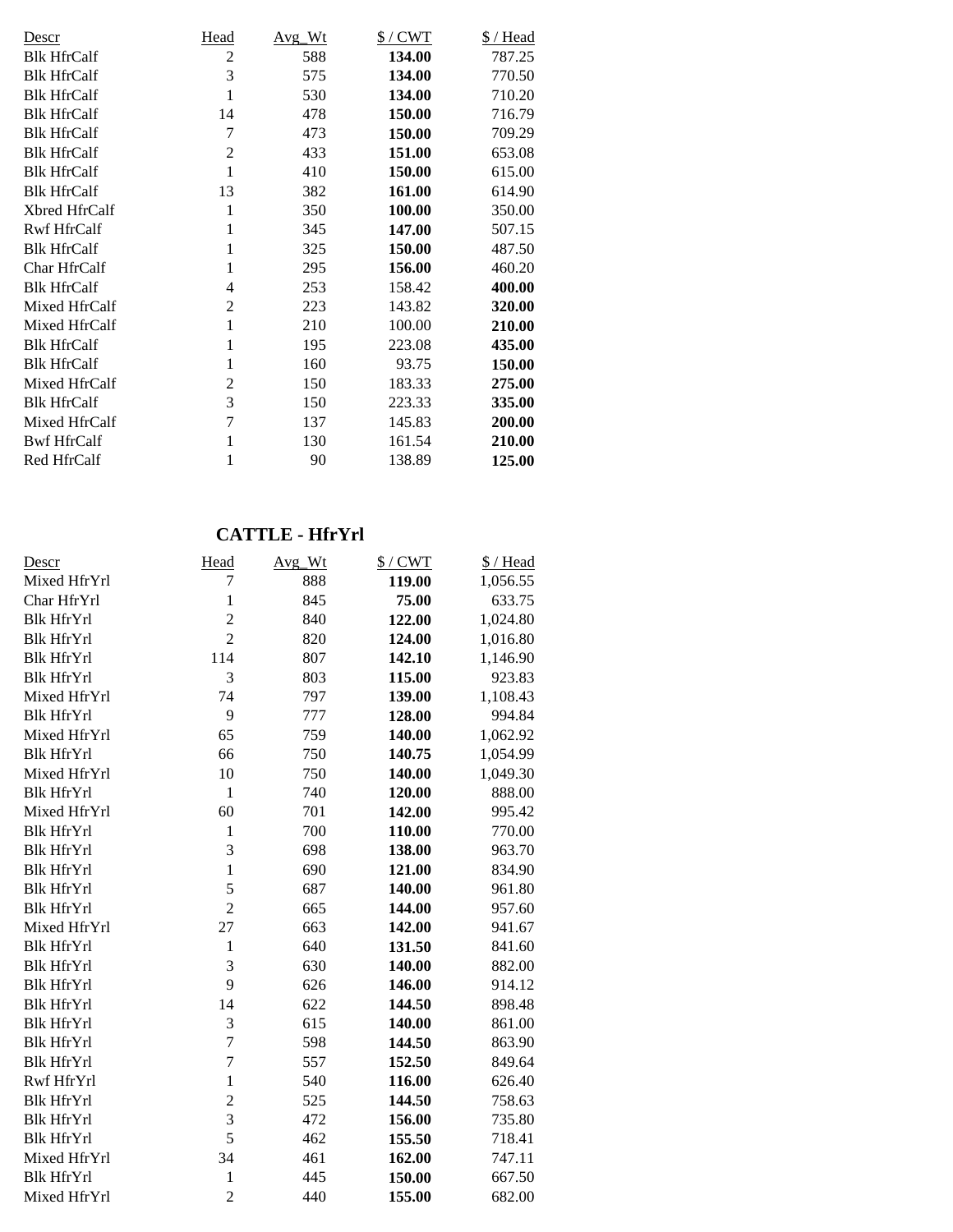| Descr | Head | Avg_Wt | $ / CWT | $ / Head |
|---|---|---|---|---|
| Blk HfrCalf | 2 | 588 | **134.00** | 787.25 |
| Blk HfrCalf | 3 | 575 | **134.00** | 770.50 |
| Blk HfrCalf | 1 | 530 | **134.00** | 710.20 |
| Blk HfrCalf | 14 | 478 | **150.00** | 716.79 |
| Blk HfrCalf | 7 | 473 | **150.00** | 709.29 |
| Blk HfrCalf | 2 | 433 | **151.00** | 653.08 |
| Blk HfrCalf | 1 | 410 | **150.00** | 615.00 |
| Blk HfrCalf | 13 | 382 | **161.00** | 614.90 |
| Xbred HfrCalf | 1 | 350 | **100.00** | 350.00 |
| Rwf HfrCalf | 1 | 345 | **147.00** | 507.15 |
| Blk HfrCalf | 1 | 325 | **150.00** | 487.50 |
| Char HfrCalf | 1 | 295 | **156.00** | 460.20 |
| Blk HfrCalf | 4 | 253 | 158.42 | **400.00** |
| Mixed HfrCalf | 2 | 223 | 143.82 | **320.00** |
| Mixed HfrCalf | 1 | 210 | 100.00 | **210.00** |
| Blk HfrCalf | 1 | 195 | 223.08 | **435.00** |
| Blk HfrCalf | 1 | 160 | 93.75 | **150.00** |
| Mixed HfrCalf | 2 | 150 | 183.33 | **275.00** |
| Blk HfrCalf | 3 | 150 | 223.33 | **335.00** |
| Mixed HfrCalf | 7 | 137 | 145.83 | **200.00** |
| Bwf HfrCalf | 1 | 130 | 161.54 | **210.00** |
| Red HfrCalf | 1 | 90 | 138.89 | **125.00** |

## CATTLE - HfrYrl

| Descr | Head | Avg_Wt | $ / CWT | $ / Head |
|---|---|---|---|---|
| Mixed HfrYrl | 7 | 888 | **119.00** | 1,056.55 |
| Char HfrYrl | 1 | 845 | **75.00** | 633.75 |
| Blk HfrYrl | 2 | 840 | **122.00** | 1,024.80 |
| Blk HfrYrl | 2 | 820 | **124.00** | 1,016.80 |
| Blk HfrYrl | 114 | 807 | **142.10** | 1,146.90 |
| Blk HfrYrl | 3 | 803 | **115.00** | 923.83 |
| Mixed HfrYrl | 74 | 797 | **139.00** | 1,108.43 |
| Blk HfrYrl | 9 | 777 | **128.00** | 994.84 |
| Mixed HfrYrl | 65 | 759 | **140.00** | 1,062.92 |
| Blk HfrYrl | 66 | 750 | **140.75** | 1,054.99 |
| Mixed HfrYrl | 10 | 750 | **140.00** | 1,049.30 |
| Blk HfrYrl | 1 | 740 | **120.00** | 888.00 |
| Mixed HfrYrl | 60 | 701 | **142.00** | 995.42 |
| Blk HfrYrl | 1 | 700 | **110.00** | 770.00 |
| Blk HfrYrl | 3 | 698 | **138.00** | 963.70 |
| Blk HfrYrl | 1 | 690 | **121.00** | 834.90 |
| Blk HfrYrl | 5 | 687 | **140.00** | 961.80 |
| Blk HfrYrl | 2 | 665 | **144.00** | 957.60 |
| Mixed HfrYrl | 27 | 663 | **142.00** | 941.67 |
| Blk HfrYrl | 1 | 640 | **131.50** | 841.60 |
| Blk HfrYrl | 3 | 630 | **140.00** | 882.00 |
| Blk HfrYrl | 9 | 626 | **146.00** | 914.12 |
| Blk HfrYrl | 14 | 622 | **144.50** | 898.48 |
| Blk HfrYrl | 3 | 615 | **140.00** | 861.00 |
| Blk HfrYrl | 7 | 598 | **144.50** | 863.90 |
| Blk HfrYrl | 7 | 557 | **152.50** | 849.64 |
| Rwf HfrYrl | 1 | 540 | **116.00** | 626.40 |
| Blk HfrYrl | 2 | 525 | **144.50** | 758.63 |
| Blk HfrYrl | 3 | 472 | **156.00** | 735.80 |
| Blk HfrYrl | 5 | 462 | **155.50** | 718.41 |
| Mixed HfrYrl | 34 | 461 | **162.00** | 747.11 |
| Blk HfrYrl | 1 | 445 | **150.00** | 667.50 |
| Mixed HfrYrl | 2 | 440 | **155.00** | 682.00 |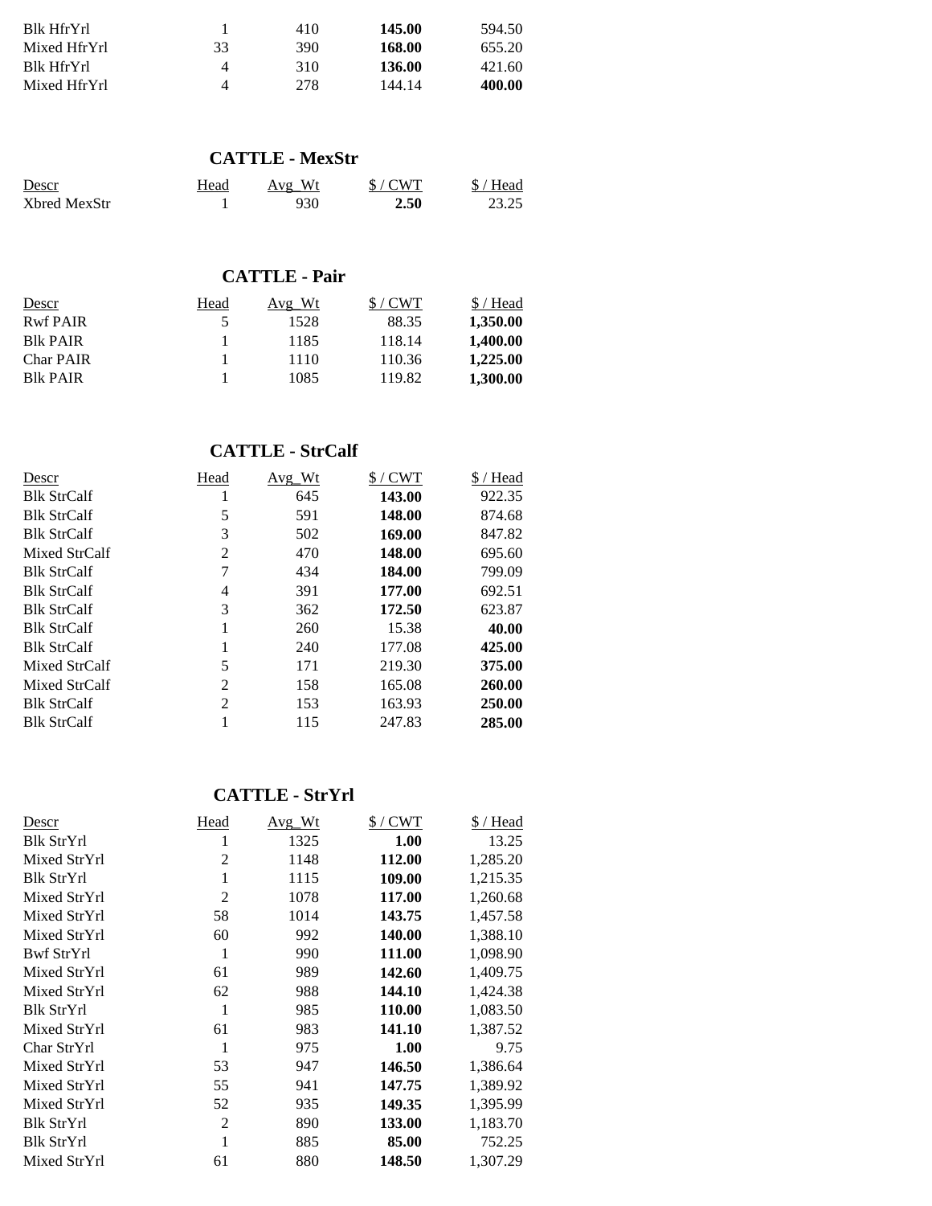| Descr | Head | Avg_Wt | $ / CWT | $ / Head |
|---|---|---|---|---|
| Blk HfrYrl | 1 | 410 | **145.00** | 594.50 |
| Mixed HfrYrl | 33 | 390 | **168.00** | 655.20 |
| Blk HfrYrl | 4 | 310 | **136.00** | 421.60 |
| Mixed HfrYrl | 4 | 278 | 144.14 | **400.00** |

## CATTLE - MexStr

| Descr | Head | Avg_Wt | $ / CWT | $ / Head |
|---|---|---|---|---|
| Xbred MexStr | 1 | 930 | **2.50** | 23.25 |

## CATTLE - Pair

| Descr | Head | Avg_Wt | $ / CWT | $ / Head |
|---|---|---|---|---|
| Rwf PAIR | 5 | 1528 | 88.35 | **1,350.00** |
| Blk PAIR | 1 | 1185 | 118.14 | **1,400.00** |
| Char PAIR | 1 | 1110 | 110.36 | **1,225.00** |
| Blk PAIR | 1 | 1085 | 119.82 | **1,300.00** |

## CATTLE - StrCalf

| Descr | Head | Avg_Wt | $ / CWT | $ / Head |
|---|---|---|---|---|
| Blk StrCalf | 1 | 645 | **143.00** | 922.35 |
| Blk StrCalf | 5 | 591 | **148.00** | 874.68 |
| Blk StrCalf | 3 | 502 | **169.00** | 847.82 |
| Mixed StrCalf | 2 | 470 | **148.00** | 695.60 |
| Blk StrCalf | 7 | 434 | **184.00** | 799.09 |
| Blk StrCalf | 4 | 391 | **177.00** | 692.51 |
| Blk StrCalf | 3 | 362 | **172.50** | 623.87 |
| Blk StrCalf | 1 | 260 | 15.38 | **40.00** |
| Blk StrCalf | 1 | 240 | 177.08 | **425.00** |
| Mixed StrCalf | 5 | 171 | 219.30 | **375.00** |
| Mixed StrCalf | 2 | 158 | 165.08 | **260.00** |
| Blk StrCalf | 2 | 153 | 163.93 | **250.00** |
| Blk StrCalf | 1 | 115 | 247.83 | **285.00** |

## CATTLE - StrYrl

| Descr | Head | Avg_Wt | $ / CWT | $ / Head |
|---|---|---|---|---|
| Blk StrYrl | 1 | 1325 | **1.00** | 13.25 |
| Mixed StrYrl | 2 | 1148 | **112.00** | 1,285.20 |
| Blk StrYrl | 1 | 1115 | **109.00** | 1,215.35 |
| Mixed StrYrl | 2 | 1078 | **117.00** | 1,260.68 |
| Mixed StrYrl | 58 | 1014 | **143.75** | 1,457.58 |
| Mixed StrYrl | 60 | 992 | **140.00** | 1,388.10 |
| Bwf StrYrl | 1 | 990 | **111.00** | 1,098.90 |
| Mixed StrYrl | 61 | 989 | **142.60** | 1,409.75 |
| Mixed StrYrl | 62 | 988 | **144.10** | 1,424.38 |
| Blk StrYrl | 1 | 985 | **110.00** | 1,083.50 |
| Mixed StrYrl | 61 | 983 | **141.10** | 1,387.52 |
| Char StrYrl | 1 | 975 | **1.00** | 9.75 |
| Mixed StrYrl | 53 | 947 | **146.50** | 1,386.64 |
| Mixed StrYrl | 55 | 941 | **147.75** | 1,389.92 |
| Mixed StrYrl | 52 | 935 | **149.35** | 1,395.99 |
| Blk StrYrl | 2 | 890 | **133.00** | 1,183.70 |
| Blk StrYrl | 1 | 885 | **85.00** | 752.25 |
| Mixed StrYrl | 61 | 880 | **148.50** | 1,307.29 |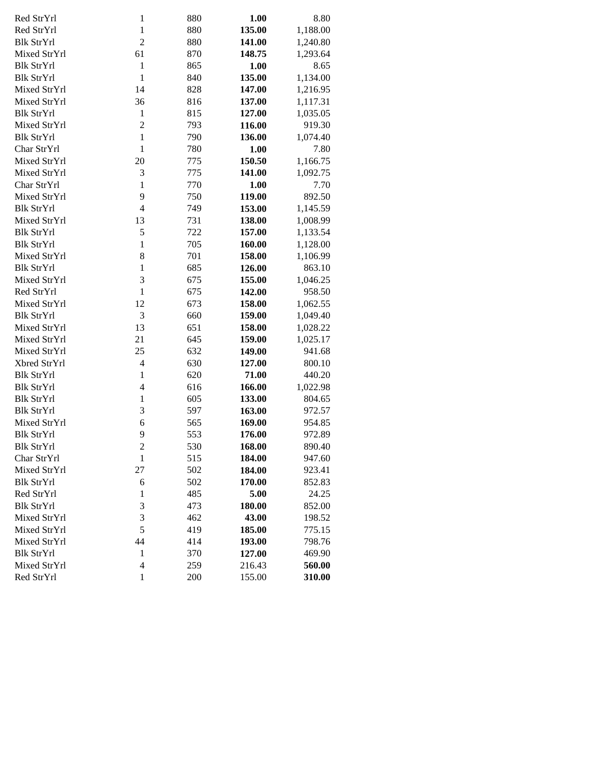| | | | | |
|---|---|---|---|---|
| Red StrYrl | 1 | 880 | **1.00** | 8.80 |
| Red StrYrl | 1 | 880 | **135.00** | 1,188.00 |
| Blk StrYrl | 2 | 880 | **141.00** | 1,240.80 |
| Mixed StrYrl | 61 | 870 | **148.75** | 1,293.64 |
| Blk StrYrl | 1 | 865 | **1.00** | 8.65 |
| Blk StrYrl | 1 | 840 | **135.00** | 1,134.00 |
| Mixed StrYrl | 14 | 828 | **147.00** | 1,216.95 |
| Mixed StrYrl | 36 | 816 | **137.00** | 1,117.31 |
| Blk StrYrl | 1 | 815 | **127.00** | 1,035.05 |
| Mixed StrYrl | 2 | 793 | **116.00** | 919.30 |
| Blk StrYrl | 1 | 790 | **136.00** | 1,074.40 |
| Char StrYrl | 1 | 780 | **1.00** | 7.80 |
| Mixed StrYrl | 20 | 775 | **150.50** | 1,166.75 |
| Mixed StrYrl | 3 | 775 | **141.00** | 1,092.75 |
| Char StrYrl | 1 | 770 | **1.00** | 7.70 |
| Mixed StrYrl | 9 | 750 | **119.00** | 892.50 |
| Blk StrYrl | 4 | 749 | **153.00** | 1,145.59 |
| Mixed StrYrl | 13 | 731 | **138.00** | 1,008.99 |
| Blk StrYrl | 5 | 722 | **157.00** | 1,133.54 |
| Blk StrYrl | 1 | 705 | **160.00** | 1,128.00 |
| Mixed StrYrl | 8 | 701 | **158.00** | 1,106.99 |
| Blk StrYrl | 1 | 685 | **126.00** | 863.10 |
| Mixed StrYrl | 3 | 675 | **155.00** | 1,046.25 |
| Red StrYrl | 1 | 675 | **142.00** | 958.50 |
| Mixed StrYrl | 12 | 673 | **158.00** | 1,062.55 |
| Blk StrYrl | 3 | 660 | **159.00** | 1,049.40 |
| Mixed StrYrl | 13 | 651 | **158.00** | 1,028.22 |
| Mixed StrYrl | 21 | 645 | **159.00** | 1,025.17 |
| Mixed StrYrl | 25 | 632 | **149.00** | 941.68 |
| Xbred StrYrl | 4 | 630 | **127.00** | 800.10 |
| Blk StrYrl | 1 | 620 | **71.00** | 440.20 |
| Blk StrYrl | 4 | 616 | **166.00** | 1,022.98 |
| Blk StrYrl | 1 | 605 | **133.00** | 804.65 |
| Blk StrYrl | 3 | 597 | **163.00** | 972.57 |
| Mixed StrYrl | 6 | 565 | **169.00** | 954.85 |
| Blk StrYrl | 9 | 553 | **176.00** | 972.89 |
| Blk StrYrl | 2 | 530 | **168.00** | 890.40 |
| Char StrYrl | 1 | 515 | **184.00** | 947.60 |
| Mixed StrYrl | 27 | 502 | **184.00** | 923.41 |
| Blk StrYrl | 6 | 502 | **170.00** | 852.83 |
| Red StrYrl | 1 | 485 | **5.00** | 24.25 |
| Blk StrYrl | 3 | 473 | **180.00** | 852.00 |
| Mixed StrYrl | 3 | 462 | **43.00** | 198.52 |
| Mixed StrYrl | 5 | 419 | **185.00** | 775.15 |
| Mixed StrYrl | 44 | 414 | **193.00** | 798.76 |
| Blk StrYrl | 1 | 370 | **127.00** | 469.90 |
| Mixed StrYrl | 4 | 259 | 216.43 | **560.00** |
| Red StrYrl | 1 | 200 | 155.00 | **310.00** |